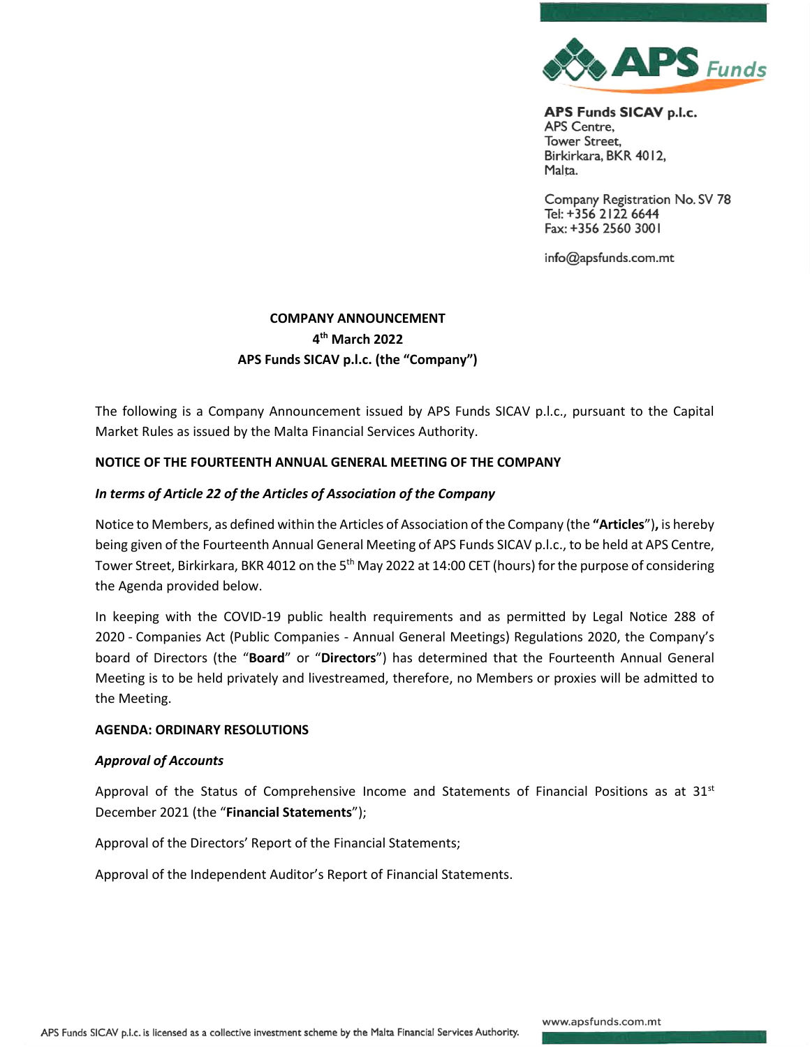**APS Funds SICAV p.l.c.**
APS Centre,
Tower Street,
Birkirkara, BKR 4012,
Malta.

Company Registration No. SV 78
Tel: +356 2122 6644
Fax: +356 2560 3001

info@apsfunds.com.mt

**COMPANY ANNOUNCEMENT**
**4th March 2022**
**APS Funds SICAV p.l.c. (the "Company")**

The following is a Company Announcement issued by APS Funds SICAV p.l.c., pursuant to the Capital Market Rules as issued by the Malta Financial Services Authority.

**NOTICE OF THE FOURTEENTH ANNUAL GENERAL MEETING OF THE COMPANY**

***In terms of Article 22 of the Articles of Association of the Company***

Notice to Members, as defined within the Articles of Association of the Company (the **"Articles"**), is hereby being given of the Fourteenth Annual General Meeting of APS Funds SICAV p.l.c., to be held at APS Centre, Tower Street, Birkirkara, BKR 4012 on the 5th May 2022 at 14:00 CET (hours) for the purpose of considering the Agenda provided below.

In keeping with the COVID-19 public health requirements and as permitted by Legal Notice 288 of 2020 - Companies Act (Public Companies - Annual General Meetings) Regulations 2020, the Company's board of Directors (the "**Board**" or "**Directors**") has determined that the Fourteenth Annual General Meeting is to be held privately and livestreamed, therefore, no Members or proxies will be admitted to the Meeting.

**AGENDA: ORDINARY RESOLUTIONS**

***Approval of Accounts***

Approval of the Status of Comprehensive Income and Statements of Financial Positions as at 31st December 2021 (the "**Financial Statements**");

Approval of the Directors' Report of the Financial Statements;

Approval of the Independent Auditor's Report of Financial Statements.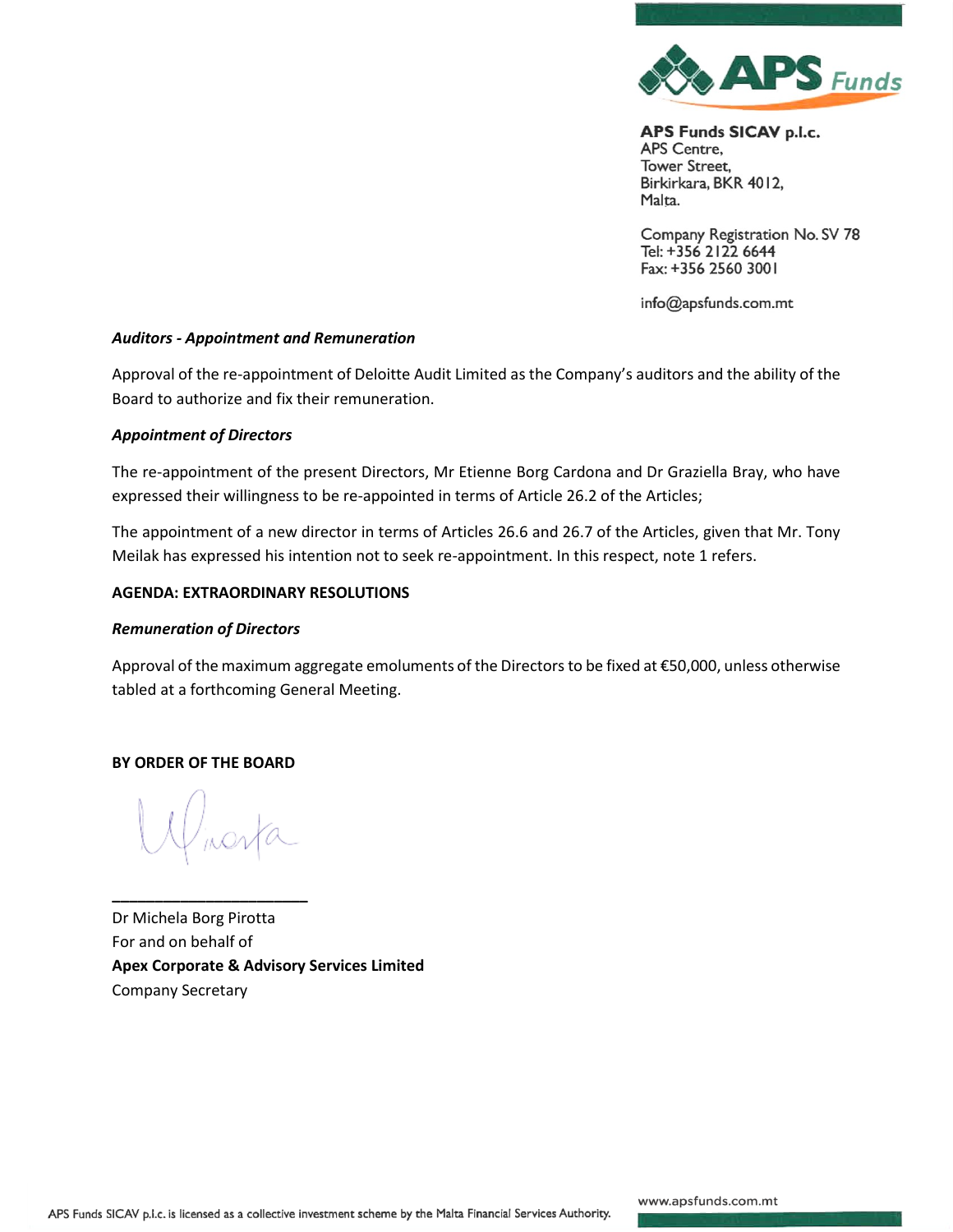APS Funds SICAV p.l.c.
APS Centre,
Tower Street,
Birkirkara, BKR 4012,
Malta.

Company Registration No. SV 78
Tel: +356 2122 6644
Fax: +356 2560 3001

info@apsfunds.com.mt

***Auditors - Appointment and Remuneration***

Approval of the re-appointment of Deloitte Audit Limited as the Company's auditors and the ability of the Board to authorize and fix their remuneration.

***Appointment of Directors***

The re-appointment of the present Directors, Mr Etienne Borg Cardona and Dr Graziella Bray, who have expressed their willingness to be re-appointed in terms of Article 26.2 of the Articles;

The appointment of a new director in terms of Articles 26.6 and 26.7 of the Articles, given that Mr. Tony Meilak has expressed his intention not to seek re-appointment. In this respect, note 1 refers.

**AGENDA: EXTRAORDINARY RESOLUTIONS**

***Remuneration of Directors***

Approval of the maximum aggregate emoluments of the Directors to be fixed at €50,000, unless otherwise tabled at a forthcoming General Meeting.

**BY ORDER OF THE BOARD**

______________________

Dr Michela Borg Pirotta
For and on behalf of
**Apex Corporate & Advisory Services Limited**
Company Secretary

APS Funds SICAV p.l.c. is licensed as a collective investment scheme by the Malta Financial Services Authority.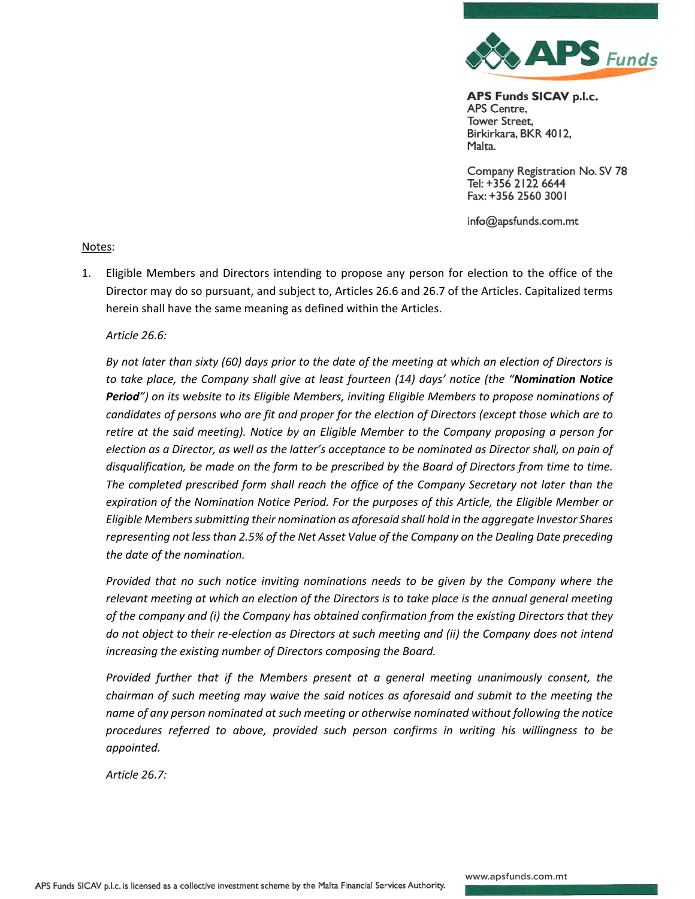Notes:

1. Eligible Members and Directors intending to propose any person for election to the office of the Director may do so pursuant, and subject to, Articles 26.6 and 26.7 of the Articles. Capitalized terms herein shall have the same meaning as defined within the Articles.

   *Article 26.6:*

   *By not later than sixty (60) days prior to the date of the meeting at which an election of Directors is to take place, the Company shall give at least fourteen (14) days' notice (the "**Nomination Notice Period**") on its website to its Eligible Members, inviting Eligible Members to propose nominations of candidates of persons who are fit and proper for the election of Directors (except those which are to retire at the said meeting). Notice by an Eligible Member to the Company proposing a person for election as a Director, as well as the latter's acceptance to be nominated as Director shall, on pain of disqualification, be made on the form to be prescribed by the Board of Directors from time to time. The completed prescribed form shall reach the office of the Company Secretary not later than the expiration of the Nomination Notice Period. For the purposes of this Article, the Eligible Member or Eligible Members submitting their nomination as aforesaid shall hold in the aggregate Investor Shares representing not less than 2.5% of the Net Asset Value of the Company on the Dealing Date preceding the date of the nomination.*

   *Provided that no such notice inviting nominations needs to be given by the Company where the relevant meeting at which an election of the Directors is to take place is the annual general meeting of the company and (i) the Company has obtained confirmation from the existing Directors that they do not object to their re-election as Directors at such meeting and (ii) the Company does not intend increasing the existing number of Directors composing the Board.*

   *Provided further that if the Members present at a general meeting unanimously consent, the chairman of such meeting may waive the said notices as aforesaid and submit to the meeting the name of any person nominated at such meeting or otherwise nominated without following the notice procedures referred to above, provided such person confirms in writing his willingness to be appointed.*

   *Article 26.7:*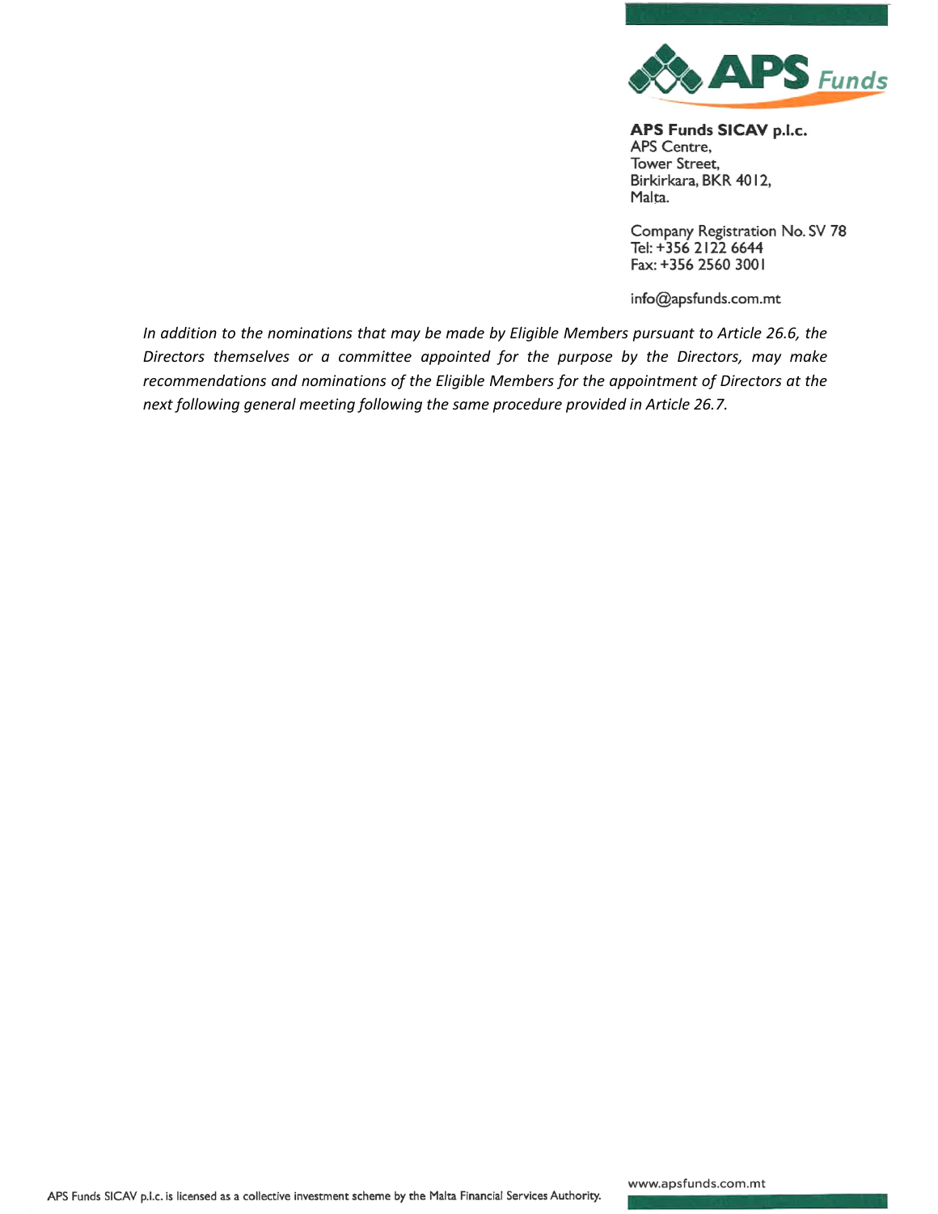*In addition to the nominations that may be made by Eligible Members pursuant to Article 26.6, the Directors themselves or a committee appointed for the purpose by the Directors, may make recommendations and nominations of the Eligible Members for the appointment of Directors at the next following general meeting following the same procedure provided in Article 26.7.*